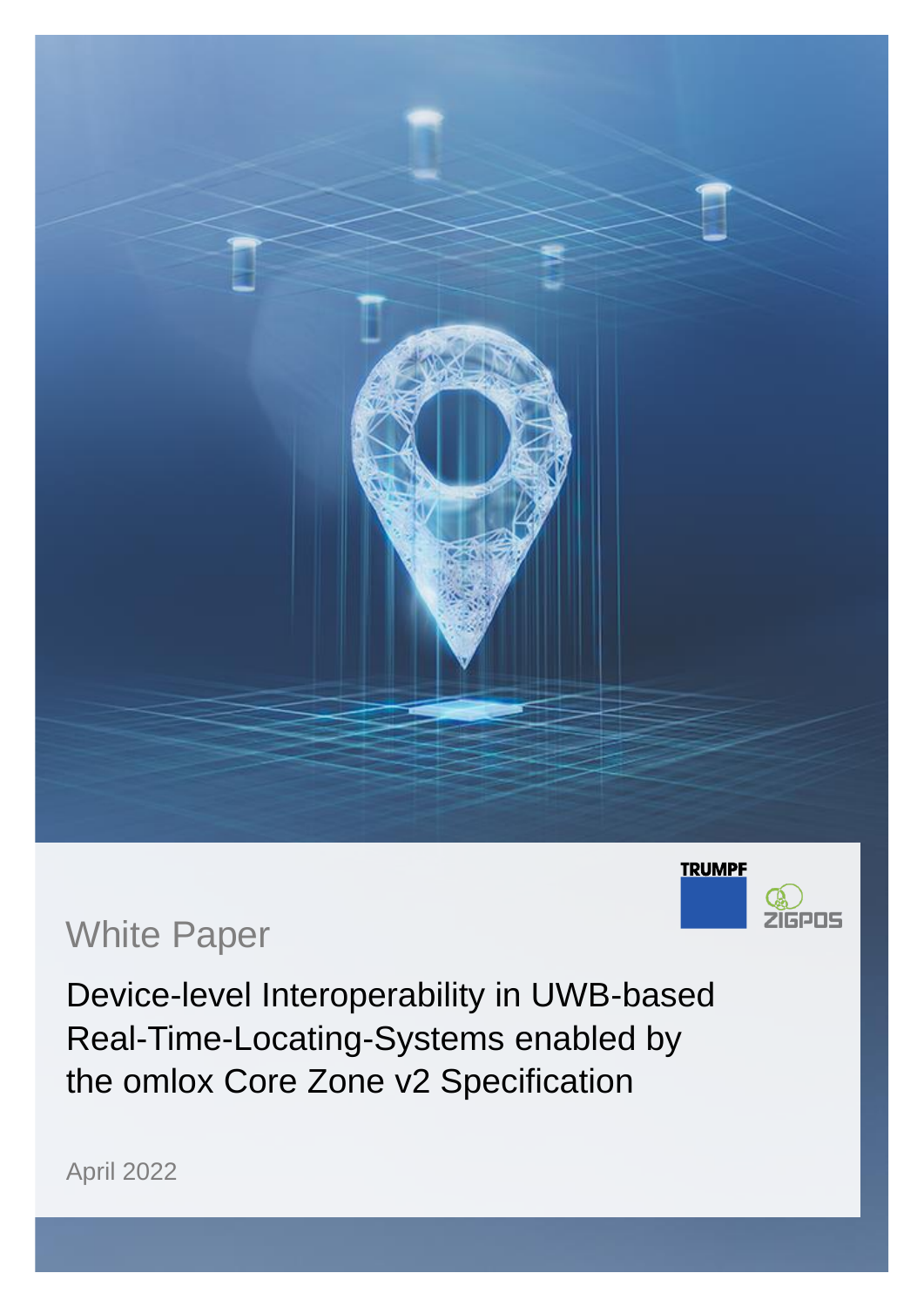White Paper

# Device-level Interoperability in UWB-based Real-Time-Locating-Systems enabled by the omlox Core Zone v2 Specification

April 2022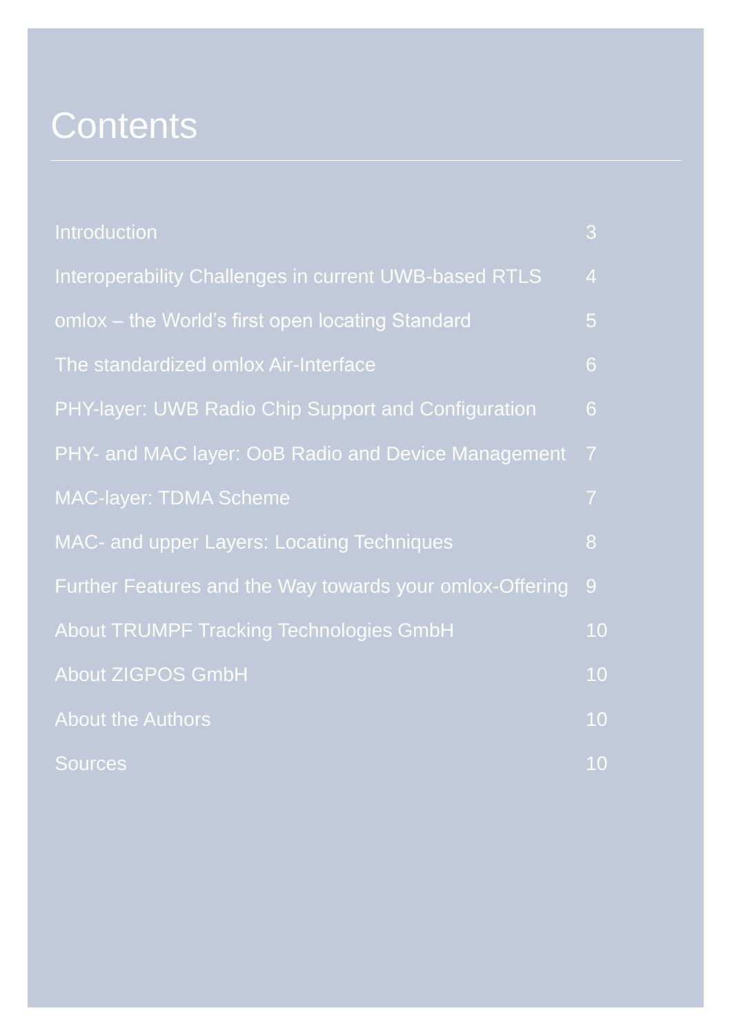# Contents

| | |
|---|---|
| Introduction | 3 |
| Interoperability Challenges in current UWB-based RTLS | 4 |
| omlox – the World's first open locating Standard | 5 |
| The standardized omlox Air-Interface | 6 |
| PHY-layer: UWB Radio Chip Support and Configuration | 6 |
| PHY- and MAC layer: OoB Radio and Device Management | 7 |
| MAC-layer: TDMA Scheme | 7 |
| MAC- and upper Layers: Locating Techniques | 8 |
| Further Features and the Way towards your omlox-Offering | 9 |
| About TRUMPF Tracking Technologies GmbH | 10 |
| About ZIGPOS GmbH | 10 |
| About the Authors | 10 |
| Sources | 10 |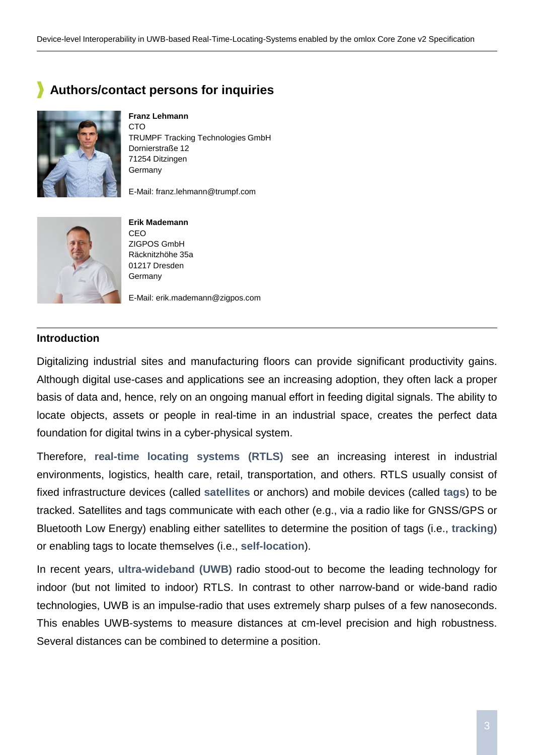## Authors/contact persons for inquiries

**Franz Lehmann**
CTO
TRUMPF Tracking Technologies GmbH
Dornierstraße 12
71254 Ditzingen
Germany

E-Mail: franz.lehmann@trumpf.com

**Erik Mademann**
CEO
ZIGPOS GmbH
Räcknitzhöhe 35a
01217 Dresden
Germany

E-Mail: erik.mademann@zigpos.com

---

### Introduction

Digitalizing industrial sites and manufacturing floors can provide significant productivity gains. Although digital use-cases and applications see an increasing adoption, they often lack a proper basis of data and, hence, rely on an ongoing manual effort in feeding digital signals. The ability to locate objects, assets or people in real-time in an industrial space, creates the perfect data foundation for digital twins in a cyber-physical system.

Therefore, **real-time locating systems (RTLS)** see an increasing interest in industrial environments, logistics, health care, retail, transportation, and others. RTLS usually consist of fixed infrastructure devices (called **satellites** or anchors) and mobile devices (called **tags**) to be tracked. Satellites and tags communicate with each other (e.g., via a radio like for GNSS/GPS or Bluetooth Low Energy) enabling either satellites to determine the position of tags (i.e., **tracking**) or enabling tags to locate themselves (i.e., **self-location**).

In recent years, **ultra-wideband (UWB)** radio stood-out to become the leading technology for indoor (but not limited to indoor) RTLS. In contrast to other narrow-band or wide-band radio technologies, UWB is an impulse-radio that uses extremely sharp pulses of a few nanoseconds. This enables UWB-systems to measure distances at cm-level precision and high robustness. Several distances can be combined to determine a position.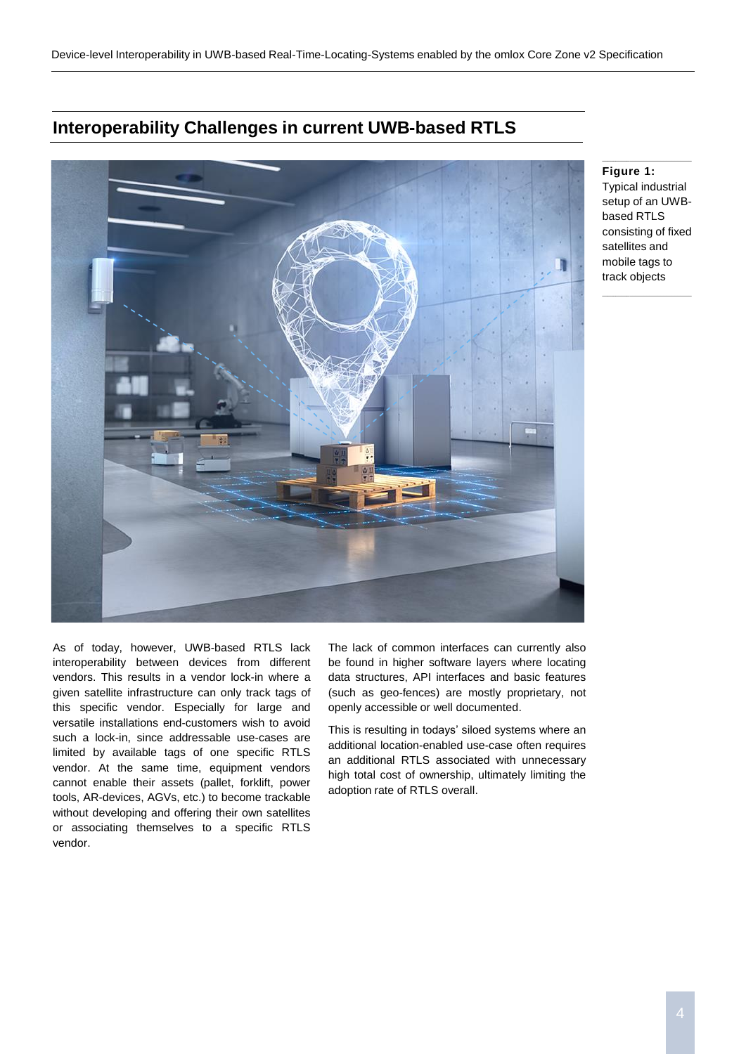## Interoperability Challenges in current UWB-based RTLS

**Figure 1:** Typical industrial setup of an UWB-based RTLS consisting of fixed satellites and mobile tags to track objects

As of today, however, UWB-based RTLS lack interoperability between devices from different vendors. This results in a vendor lock-in where a given satellite infrastructure can only track tags of this specific vendor. Especially for large and versatile installations end-customers wish to avoid such a lock-in, since addressable use-cases are limited by available tags of one specific RTLS vendor. At the same time, equipment vendors cannot enable their assets (pallet, forklift, power tools, AR-devices, AGVs, etc.) to become trackable without developing and offering their own satellites or associating themselves to a specific RTLS vendor.

The lack of common interfaces can currently also be found in higher software layers where locating data structures, API interfaces and basic features (such as geo-fences) are mostly proprietary, not openly accessible or well documented.

This is resulting in todays' siloed systems where an additional location-enabled use-case often requires an additional RTLS associated with unnecessary high total cost of ownership, ultimately limiting the adoption rate of RTLS overall.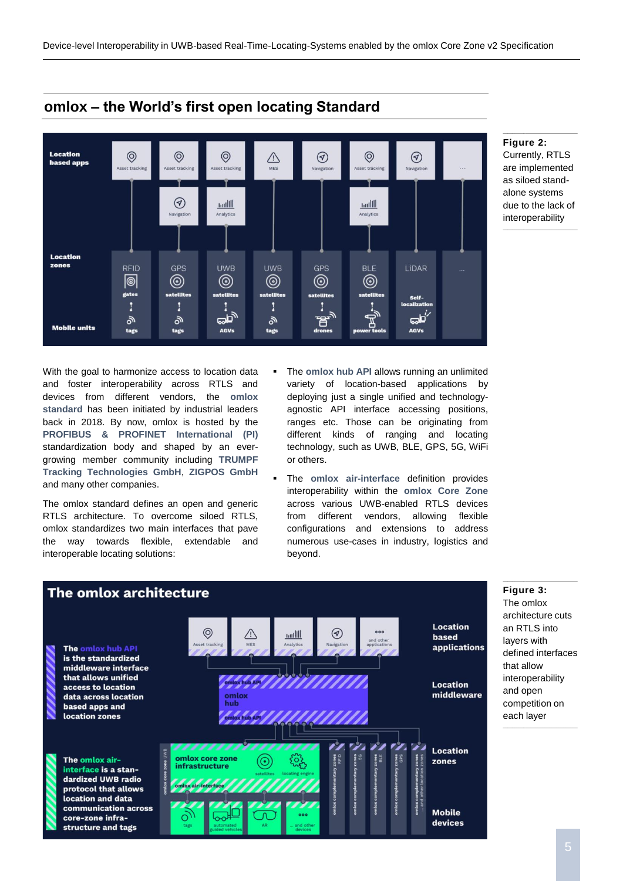## omlox – the World's first open locating Standard

**Figure 2:** Currently, RTLS are implemented as siloed stand-alone systems due to the lack of interoperability

With the goal to harmonize access to location data and foster interoperability across RTLS and devices from different vendors, the **omlox standard** has been initiated by industrial leaders back in 2018. By now, omlox is hosted by the **PROFIBUS & PROFINET International (PI)** standardization body and shaped by an ever-growing member community including **TRUMPF Tracking Technologies GmbH**, **ZIGPOS GmbH** and many other companies.

The omlox standard defines an open and generic RTLS architecture. To overcome siloed RTLS, omlox standardizes two main interfaces that pave the way towards flexible, extendable and interoperable locating solutions:

- The **omlox hub API** allows running an unlimited variety of location-based applications by deploying just a single unified and technology-agnostic API interface accessing positions, ranges etc. Those can be originating from different kinds of ranging and locating technology, such as UWB, BLE, GPS, 5G, WiFi or others.
- The **omlox air-interface** definition provides interoperability within the **omlox Core Zone** across various UWB-enabled RTLS devices from different vendors, allowing flexible configurations and extensions to address numerous use-cases in industry, logistics and beyond.

**Figure 3:** The omlox architecture cuts an RTLS into layers with defined interfaces that allow interoperability and open competition on each layer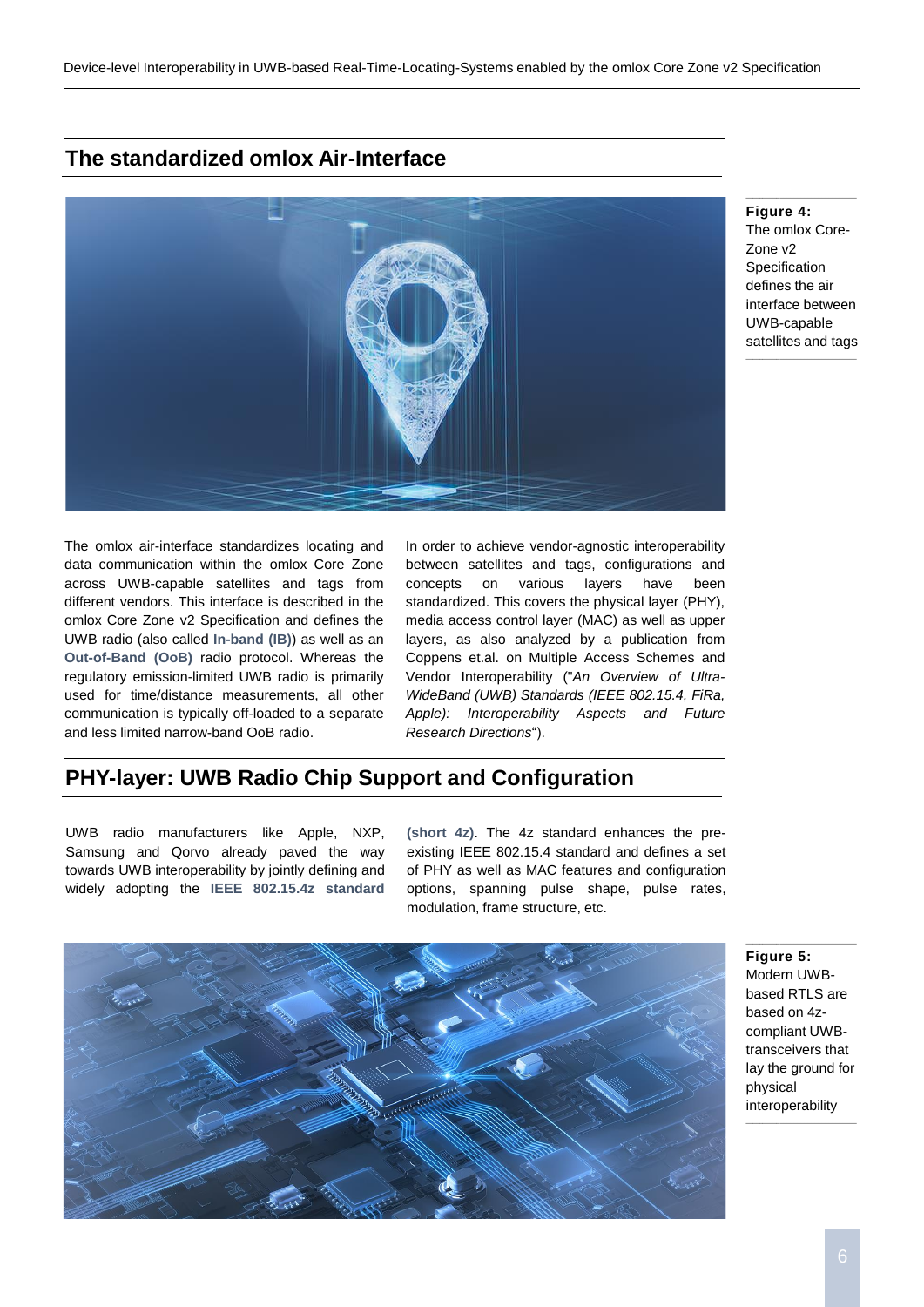## The standardized omlox Air-Interface

**Figure 4:** The omlox Core-Zone v2 Specification defines the air interface between UWB-capable satellites and tags

The omlox air-interface standardizes locating and data communication within the omlox Core Zone across UWB-capable satellites and tags from different vendors. This interface is described in the omlox Core Zone v2 Specification and defines the UWB radio (also called **In-band (IB)**) as well as an **Out-of-Band (OoB)** radio protocol. Whereas the regulatory emission-limited UWB radio is primarily used for time/distance measurements, all other communication is typically off-loaded to a separate and less limited narrow-band OoB radio.

In order to achieve vendor-agnostic interoperability between satellites and tags, configurations and concepts on various layers have been standardized. This covers the physical layer (PHY), media access control layer (MAC) as well as upper layers, as also analyzed by a publication from Coppens et.al. on Multiple Access Schemes and Vendor Interoperability ("*An Overview of Ultra-WideBand (UWB) Standards (IEEE 802.15.4, FiRa, Apple): Interoperability Aspects and Future Research Directions*").

## PHY-layer: UWB Radio Chip Support and Configuration

UWB radio manufacturers like Apple, NXP, Samsung and Qorvo already paved the way towards UWB interoperability by jointly defining and widely adopting the **IEEE 802.15.4z standard (short 4z)**. The 4z standard enhances the pre-existing IEEE 802.15.4 standard and defines a set of PHY as well as MAC features and configuration options, spanning pulse shape, pulse rates, modulation, frame structure, etc.

**Figure 5:** Modern UWB-based RTLS are based on 4z-compliant UWB-transceivers that lay the ground for physical interoperability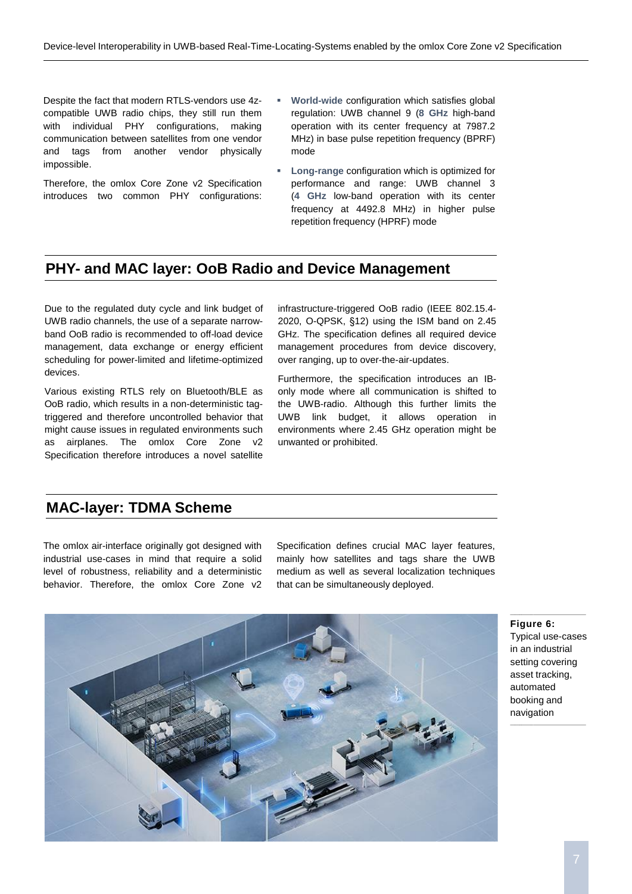Despite the fact that modern RTLS-vendors use 4z-compatible UWB radio chips, they still run them with individual PHY configurations, making communication between satellites from one vendor and tags from another vendor physically impossible.

Therefore, the omlox Core Zone v2 Specification introduces two common PHY configurations:

- **World-wide** configuration which satisfies global regulation: UWB channel 9 (**8 GHz** high-band operation with its center frequency at 7987.2 MHz) in base pulse repetition frequency (BPRF) mode
- **Long-range** configuration which is optimized for performance and range: UWB channel 3 (**4 GHz** low-band operation with its center frequency at 4492.8 MHz) in higher pulse repetition frequency (HPRF) mode

## PHY- and MAC layer: OoB Radio and Device Management

Due to the regulated duty cycle and link budget of UWB radio channels, the use of a separate narrow-band OoB radio is recommended to off-load device management, data exchange or energy efficient scheduling for power-limited and lifetime-optimized devices.

Various existing RTLS rely on Bluetooth/BLE as OoB radio, which results in a non-deterministic tag-triggered and therefore uncontrolled behavior that might cause issues in regulated environments such as airplanes. The omlox Core Zone v2 Specification therefore introduces a novel satellite infrastructure-triggered OoB radio (IEEE 802.15.4-2020, O-QPSK, §12) using the ISM band on 2.45 GHz. The specification defines all required device management procedures from device discovery, over ranging, up to over-the-air-updates.

Furthermore, the specification introduces an IB-only mode where all communication is shifted to the UWB-radio. Although this further limits the UWB link budget, it allows operation in environments where 2.45 GHz operation might be unwanted or prohibited.

## MAC-layer: TDMA Scheme

The omlox air-interface originally got designed with industrial use-cases in mind that require a solid level of robustness, reliability and a deterministic behavior. Therefore, the omlox Core Zone v2 Specification defines crucial MAC layer features, mainly how satellites and tags share the UWB medium as well as several localization techniques that can be simultaneously deployed.

**Figure 6:** Typical use-cases in an industrial setting covering asset tracking, automated booking and navigation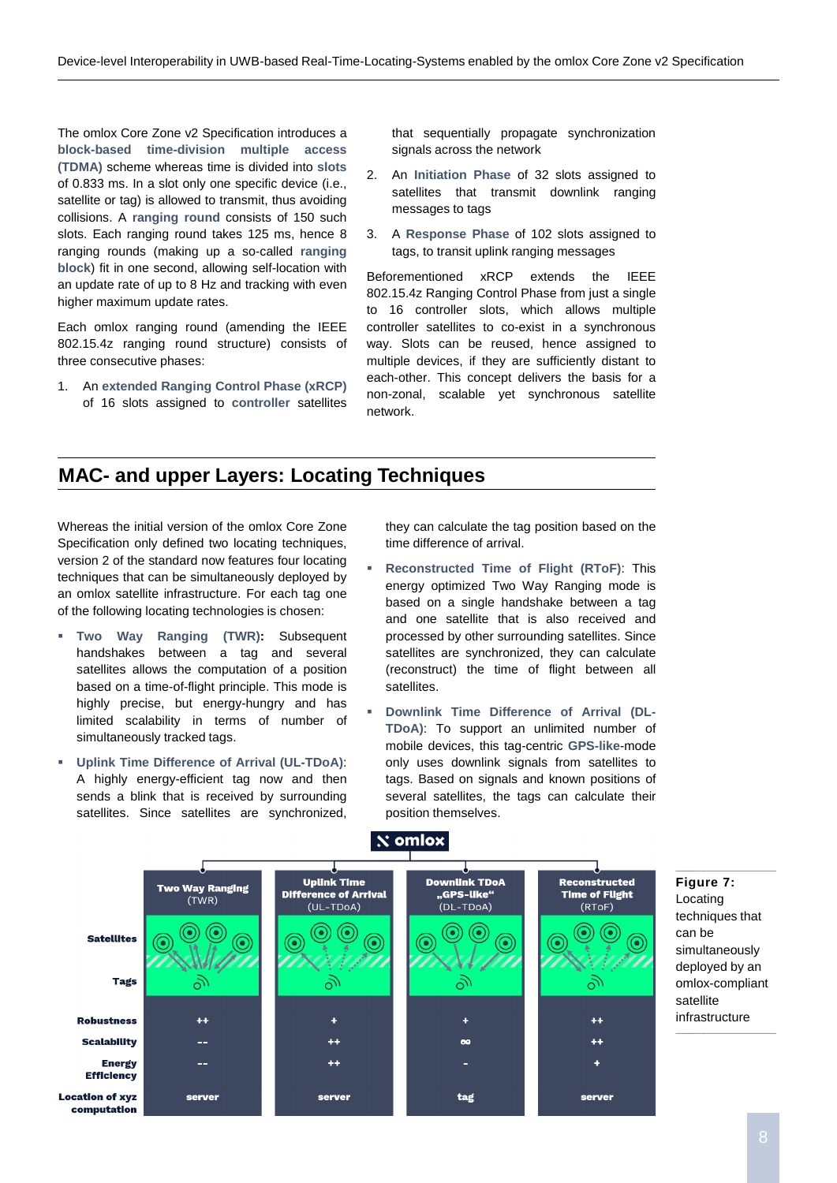The omlox Core Zone v2 Specification introduces a **block-based time-division multiple access (TDMA)** scheme whereas time is divided into **slots** of 0.833 ms. In a slot only one specific device (i.e., satellite or tag) is allowed to transmit, thus avoiding collisions. A **ranging round** consists of 150 such slots. Each ranging round takes 125 ms, hence 8 ranging rounds (making up a so-called **ranging block**) fit in one second, allowing self-location with an update rate of up to 8 Hz and tracking with even higher maximum update rates.

Each omlox ranging round (amending the IEEE 802.15.4z ranging round structure) consists of three consecutive phases:

1. An **extended Ranging Control Phase (xRCP)** of 16 slots assigned to **controller** satellites that sequentially propagate synchronization signals across the network
2. An **Initiation Phase** of 32 slots assigned to satellites that transmit downlink ranging messages to tags
3. A **Response Phase** of 102 slots assigned to tags, to transit uplink ranging messages

Beforementioned xRCP extends the IEEE 802.15.4z Ranging Control Phase from just a single to 16 controller slots, which allows multiple controller satellites to co-exist in a synchronous way. Slots can be reused, hence assigned to multiple devices, if they are sufficiently distant to each-other. This concept delivers the basis for a non-zonal, scalable yet synchronous satellite network.

## MAC- and upper Layers: Locating Techniques

Whereas the initial version of the omlox Core Zone Specification only defined two locating techniques, version 2 of the standard now features four locating techniques that can be simultaneously deployed by an omlox satellite infrastructure. For each tag one of the following locating technologies is chosen:

- **Two Way Ranging (TWR):** Subsequent handshakes between a tag and several satellites allows the computation of a position based on a time-of-flight principle. This mode is highly precise, but energy-hungry and has limited scalability in terms of number of simultaneously tracked tags.
- **Uplink Time Difference of Arrival (UL-TDoA)**: A highly energy-efficient tag now and then sends a blink that is received by surrounding satellites. Since satellites are synchronized, they can calculate the tag position based on the time difference of arrival.
- **Reconstructed Time of Flight (RToF)**: This energy optimized Two Way Ranging mode is based on a single handshake between a tag and one satellite that is also received and processed by other surrounding satellites. Since satellites are synchronized, they can calculate (reconstruct) the time of flight between all satellites.
- **Downlink Time Difference of Arrival (DL-TDoA)**: To support an unlimited number of mobile devices, this tag-centric **GPS-like**-mode only uses downlink signals from satellites to tags. Based on signals and known positions of several satellites, the tags can calculate their position themselves.

| | Two Way Ranging (TWR) | Uplink Time Difference of Arrival (UL-TDoA) | Downlink TDoA „GPS-like“ (DL-TDoA) | Reconstructed Time of Flight (RToF) |
|---|---|---|---|---|
| Robustness | ++ | + | + | ++ |
| Scalability | -- | ++ | ∞ | ++ |
| Energy Efficiency | -- | ++ | - | + |
| Location of xyz computation | server | server | tag | server |

**Figure 7:** Locating techniques that can be simultaneously deployed by an omlox-compliant satellite infrastructure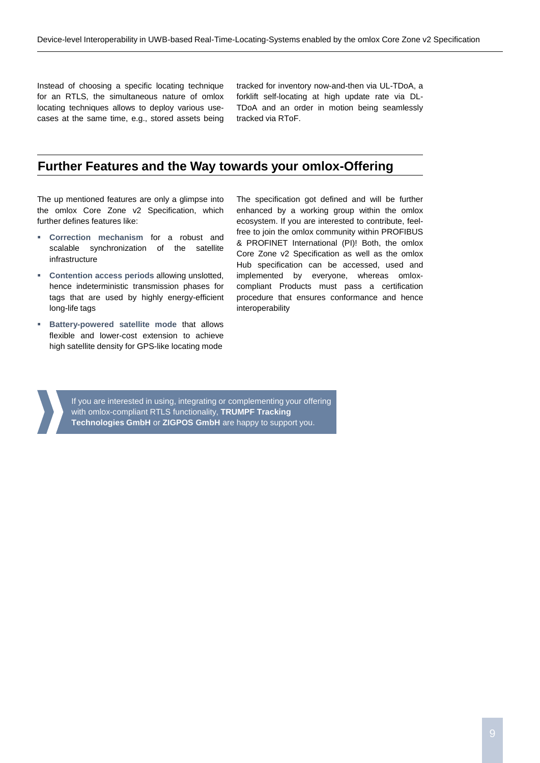Instead of choosing a specific locating technique for an RTLS, the simultaneous nature of omlox locating techniques allows to deploy various use-cases at the same time, e.g., stored assets being tracked for inventory now-and-then via UL-TDoA, a forklift self-locating at high update rate via DL-TDoA and an order in motion being seamlessly tracked via RToF.

## Further Features and the Way towards your omlox-Offering

The up mentioned features are only a glimpse into the omlox Core Zone v2 Specification, which further defines features like:

- **Correction mechanism** for a robust and scalable synchronization of the satellite infrastructure
- **Contention access periods** allowing unslotted, hence indeterministic transmission phases for tags that are used by highly energy-efficient long-life tags
- **Battery-powered satellite mode** that allows flexible and lower-cost extension to achieve high satellite density for GPS-like locating mode

The specification got defined and will be further enhanced by a working group within the omlox ecosystem. If you are interested to contribute, feel-free to join the omlox community within PROFIBUS & PROFINET International (PI)! Both, the omlox Core Zone v2 Specification as well as the omlox Hub specification can be accessed, used and implemented by everyone, whereas omlox-compliant Products must pass a certification procedure that ensures conformance and hence interoperability

If you are interested in using, integrating or complementing your offering with omlox-compliant RTLS functionality, **TRUMPF Tracking Technologies GmbH** or **ZIGPOS GmbH** are happy to support you.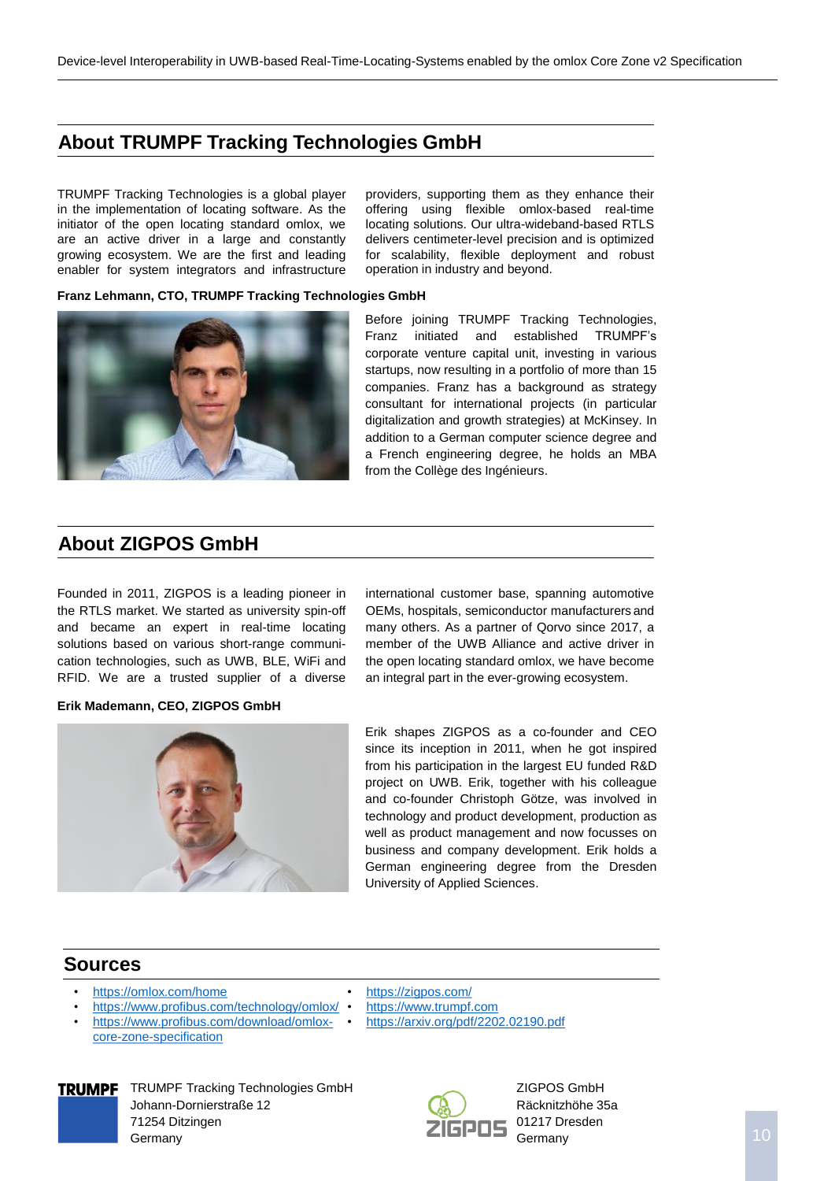## About TRUMPF Tracking Technologies GmbH

TRUMPF Tracking Technologies is a global player in the implementation of locating software. As the initiator of the open locating standard omlox, we are an active driver in a large and constantly growing ecosystem. We are the first and leading enabler for system integrators and infrastructure providers, supporting them as they enhance their offering using flexible omlox-based real-time locating solutions. Our ultra-wideband-based RTLS delivers centimeter-level precision and is optimized for scalability, flexible deployment and robust operation in industry and beyond.

**Franz Lehmann, CTO, TRUMPF Tracking Technologies GmbH**

Before joining TRUMPF Tracking Technologies, Franz initiated and established TRUMPF's corporate venture capital unit, investing in various startups, now resulting in a portfolio of more than 15 companies. Franz has a background as strategy consultant for international projects (in particular digitalization and growth strategies) at McKinsey. In addition to a German computer science degree and a French engineering degree, he holds an MBA from the Collège des Ingénieurs.

## About ZIGPOS GmbH

Founded in 2011, ZIGPOS is a leading pioneer in the RTLS market. We started as university spin-off and became an expert in real-time locating solutions based on various short-range communication technologies, such as UWB, BLE, WiFi and RFID. We are a trusted supplier of a diverse international customer base, spanning automotive OEMs, hospitals, semiconductor manufacturers and many others. As a partner of Qorvo since 2017, a member of the UWB Alliance and active driver in the open locating standard omlox, we have become an integral part in the ever-growing ecosystem.

**Erik Mademann, CEO, ZIGPOS GmbH**

Erik shapes ZIGPOS as a co-founder and CEO since its inception in 2011, when he got inspired from his participation in the largest EU funded R&D project on UWB. Erik, together with his colleague and co-founder Christoph Götze, was involved in technology and product development, production as well as product management and now focusses on business and company development. Erik holds a German engineering degree from the Dresden University of Applied Sciences.

## Sources

- https://omlox.com/home
- https://www.profibus.com/technology/omlox/
- https://www.profibus.com/download/omlox-core-zone-specification
- https://zigpos.com/
- https://www.trumpf.com
- https://arxiv.org/pdf/2202.02190.pdf

TRUMPF Tracking Technologies GmbH
Johann-Dornierstraße 12
71254 Ditzingen
Germany

ZIGPOS GmbH
Räcknitzhöhe 35a
01217 Dresden
Germany